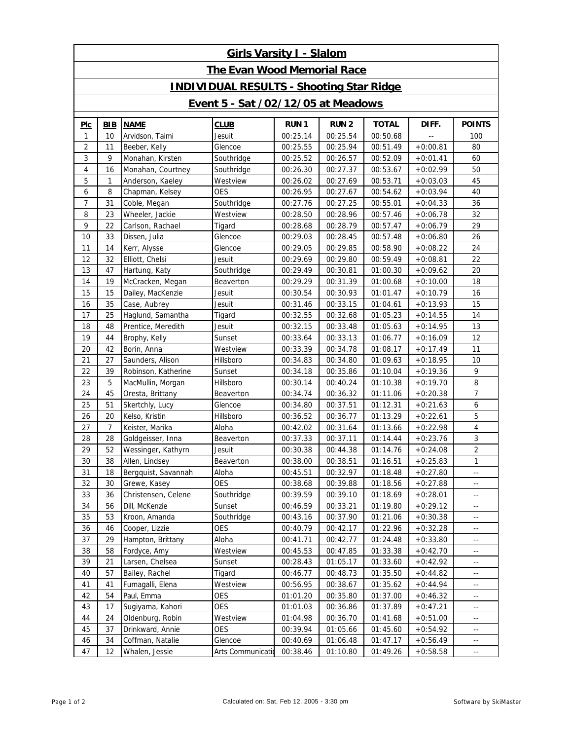# Girls Varsity I - Slalom

## The Evan Wood Memorial Race

## INDIVIDUAL RESULTS - Shooting Star Ridge

## Event 5 - Sat /02/12/05 at Meadows

| Plc | BIB | NAME | CLUB | RUN 1 | RUN 2 | TOTAL | DIFF. | POINTS |
|---|---|---|---|---|---|---|---|---|
| 1 | 10 | Arvidson, Taimi | Jesuit | 00:25.14 | 00:25.54 | 00:50.68 | -- | 100 |
| 2 | 11 | Beeber, Kelly | Glencoe | 00:25.55 | 00:25.94 | 00:51.49 | +0:00.81 | 80 |
| 3 | 9 | Monahan, Kirsten | Southridge | 00:25.52 | 00:26.57 | 00:52.09 | +0:01.41 | 60 |
| 4 | 16 | Monahan, Courtney | Southridge | 00:26.30 | 00:27.37 | 00:53.67 | +0:02.99 | 50 |
| 5 | 1 | Anderson, Kaeley | Westview | 00:26.02 | 00:27.69 | 00:53.71 | +0:03.03 | 45 |
| 6 | 8 | Chapman, Kelsey | OES | 00:26.95 | 00:27.67 | 00:54.62 | +0:03.94 | 40 |
| 7 | 31 | Coble, Megan | Southridge | 00:27.76 | 00:27.25 | 00:55.01 | +0:04.33 | 36 |
| 8 | 23 | Wheeler, Jackie | Westview | 00:28.50 | 00:28.96 | 00:57.46 | +0:06.78 | 32 |
| 9 | 22 | Carlson, Rachael | Tigard | 00:28.68 | 00:28.79 | 00:57.47 | +0:06.79 | 29 |
| 10 | 33 | Dissen, Julia | Glencoe | 00:29.03 | 00:28.45 | 00:57.48 | +0:06.80 | 26 |
| 11 | 14 | Kerr, Alysse | Glencoe | 00:29.05 | 00:29.85 | 00:58.90 | +0:08.22 | 24 |
| 12 | 32 | Elliott, Chelsi | Jesuit | 00:29.69 | 00:29.80 | 00:59.49 | +0:08.81 | 22 |
| 13 | 47 | Hartung, Katy | Southridge | 00:29.49 | 00:30.81 | 01:00.30 | +0:09.62 | 20 |
| 14 | 19 | McCracken, Megan | Beaverton | 00:29.29 | 00:31.39 | 01:00.68 | +0:10.00 | 18 |
| 15 | 15 | Dailey, MacKenzie | Jesuit | 00:30.54 | 00:30.93 | 01:01.47 | +0:10.79 | 16 |
| 16 | 35 | Case, Aubrey | Jesuit | 00:31.46 | 00:33.15 | 01:04.61 | +0:13.93 | 15 |
| 17 | 25 | Haglund, Samantha | Tigard | 00:32.55 | 00:32.68 | 01:05.23 | +0:14.55 | 14 |
| 18 | 48 | Prentice, Meredith | Jesuit | 00:32.15 | 00:33.48 | 01:05.63 | +0:14.95 | 13 |
| 19 | 44 | Brophy, Kelly | Sunset | 00:33.64 | 00:33.13 | 01:06.77 | +0:16.09 | 12 |
| 20 | 42 | Borin, Anna | Westview | 00:33.39 | 00:34.78 | 01:08.17 | +0:17.49 | 11 |
| 21 | 27 | Saunders, Alison | Hillsboro | 00:34.83 | 00:34.80 | 01:09.63 | +0:18.95 | 10 |
| 22 | 39 | Robinson, Katherine | Sunset | 00:34.18 | 00:35.86 | 01:10.04 | +0:19.36 | 9 |
| 23 | 5 | MacMullin, Morgan | Hillsboro | 00:30.14 | 00:40.24 | 01:10.38 | +0:19.70 | 8 |
| 24 | 45 | Oresta, Brittany | Beaverton | 00:34.74 | 00:36.32 | 01:11.06 | +0:20.38 | 7 |
| 25 | 51 | Skertchly, Lucy | Glencoe | 00:34.80 | 00:37.51 | 01:12.31 | +0:21.63 | 6 |
| 26 | 20 | Kelso, Kristin | Hillsboro | 00:36.52 | 00:36.77 | 01:13.29 | +0:22.61 | 5 |
| 27 | 7 | Keister, Marika | Aloha | 00:42.02 | 00:31.64 | 01:13.66 | +0:22.98 | 4 |
| 28 | 28 | Goldgeisser, Inna | Beaverton | 00:37.33 | 00:37.11 | 01:14.44 | +0:23.76 | 3 |
| 29 | 52 | Wessinger, Kathyrn | Jesuit | 00:30.38 | 00:44.38 | 01:14.76 | +0:24.08 | 2 |
| 30 | 38 | Allen, Lindsey | Beaverton | 00:38.00 | 00:38.51 | 01:16.51 | +0:25.83 | 1 |
| 31 | 18 | Bergquist, Savannah | Aloha | 00:45.51 | 00:32.97 | 01:18.48 | +0:27.80 | -- |
| 32 | 30 | Grewe, Kasey | OES | 00:38.68 | 00:39.88 | 01:18.56 | +0:27.88 | -- |
| 33 | 36 | Christensen, Celene | Southridge | 00:39.59 | 00:39.10 | 01:18.69 | +0:28.01 | -- |
| 34 | 56 | Dill, McKenzie | Sunset | 00:46.59 | 00:33.21 | 01:19.80 | +0:29.12 | -- |
| 35 | 53 | Kroon, Amanda | Southridge | 00:43.16 | 00:37.90 | 01:21.06 | +0:30.38 | -- |
| 36 | 46 | Cooper, Lizzie | OES | 00:40.79 | 00:42.17 | 01:22.96 | +0:32.28 | -- |
| 37 | 29 | Hampton, Brittany | Aloha | 00:41.71 | 00:42.77 | 01:24.48 | +0:33.80 | -- |
| 38 | 58 | Fordyce, Amy | Westview | 00:45.53 | 00:47.85 | 01:33.38 | +0:42.70 | -- |
| 39 | 21 | Larsen, Chelsea | Sunset | 00:28.43 | 01:05.17 | 01:33.60 | +0:42.92 | -- |
| 40 | 57 | Bailey, Rachel | Tigard | 00:46.77 | 00:48.73 | 01:35.50 | +0:44.82 | -- |
| 41 | 41 | Fumagalli, Elena | Westview | 00:56.95 | 00:38.67 | 01:35.62 | +0:44.94 | -- |
| 42 | 54 | Paul, Emma | OES | 01:01.20 | 00:35.80 | 01:37.00 | +0:46.32 | -- |
| 43 | 17 | Sugiyama, Kahori | OES | 01:01.03 | 00:36.86 | 01:37.89 | +0:47.21 | -- |
| 44 | 24 | Oldenburg, Robin | Westview | 01:04.98 | 00:36.70 | 01:41.68 | +0:51.00 | -- |
| 45 | 37 | Drinkward, Annie | OES | 00:39.94 | 01:05.66 | 01:45.60 | +0:54.92 | -- |
| 46 | 34 | Coffman, Natalie | Glencoe | 00:40.69 | 01:06.48 | 01:47.17 | +0:56.49 | -- |
| 47 | 12 | Whalen, Jessie | Arts Communicatio | 00:38.46 | 01:10.80 | 01:49.26 | +0:58.58 | -- |

Calculated on: Sat, Feb 12, 2005 - 3:30 pm

Software by SkiMaster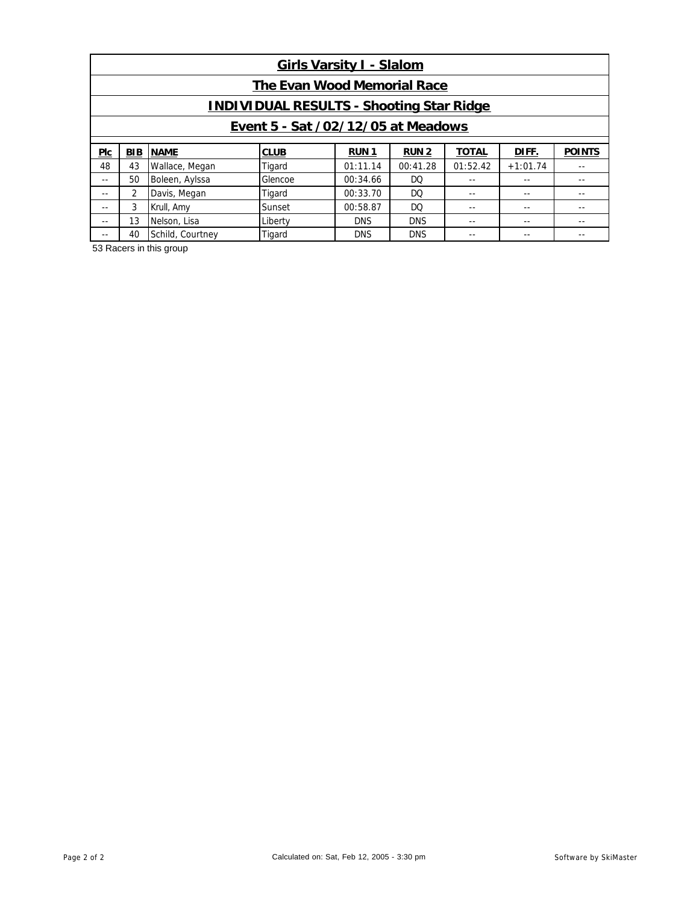## Girls Varsity I - Slalom

## The Evan Wood Memorial Race

## INDIVIDUAL RESULTS - Shooting Star Ridge

## Event 5 - Sat /02/12/05 at Meadows

| Plc | BIB | NAME | CLUB | RUN 1 | RUN 2 | TOTAL | DIFF. | POINTS |
|---|---|---|---|---|---|---|---|---|
| 48 | 43 | Wallace, Megan | Tigard | 01:11.14 | 00:41.28 | 01:52.42 | +1:01.74 | -- |
| -- | 50 | Boleen, Aylssa | Glencoe | 00:34.66 | DQ | -- | -- | -- |
| -- | 2 | Davis, Megan | Tigard | 00:33.70 | DQ | -- | -- | -- |
| -- | 3 | Krull, Amy | Sunset | 00:58.87 | DQ | -- | -- | -- |
| -- | 13 | Nelson, Lisa | Liberty | DNS | DNS | -- | -- | -- |
| -- | 40 | Schild, Courtney | Tigard | DNS | DNS | -- | -- | -- |

53 Racers in this group

Calculated on: Sat, Feb 12, 2005 - 3:30 pm

Software by SkiMaster